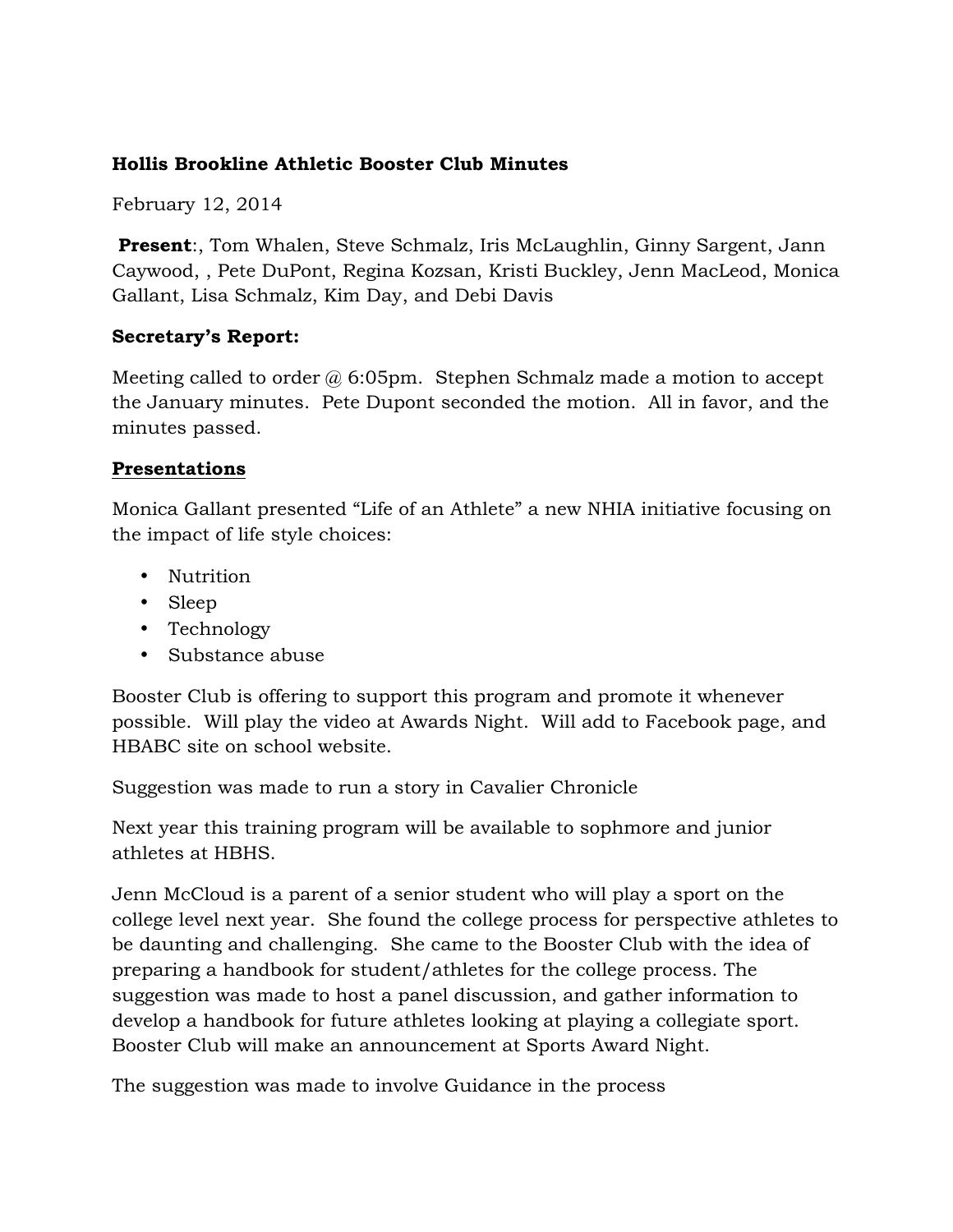**Hollis Brookline Athletic Booster Club Minutes**

February 12, 2014

**Present**:, Tom Whalen, Steve Schmalz, Iris McLaughlin, Ginny Sargent, Jann Caywood, , Pete DuPont, Regina Kozsan, Kristi Buckley, Jenn MacLeod, Monica Gallant, Lisa Schmalz, Kim Day, and Debi Davis

**Secretary's Report:**

Meeting called to order @ 6:05pm. Stephen Schmalz made a motion to accept the January minutes. Pete Dupont seconded the motion. All in favor, and the minutes passed.

**Presentations**

Monica Gallant presented "Life of an Athlete" a new NHIA initiative focusing on the impact of life style choices:

- Nutrition
- Sleep
- Technology
- Substance abuse

Booster Club is offering to support this program and promote it whenever possible. Will play the video at Awards Night. Will add to Facebook page, and HBABC site on school website.

Suggestion was made to run a story in Cavalier Chronicle

Next year this training program will be available to sophmore and junior athletes at HBHS.

Jenn McCloud is a parent of a senior student who will play a sport on the college level next year. She found the college process for perspective athletes to be daunting and challenging. She came to the Booster Club with the idea of preparing a handbook for student/athletes for the college process. The suggestion was made to host a panel discussion, and gather information to develop a handbook for future athletes looking at playing a collegiate sport. Booster Club will make an announcement at Sports Award Night.

The suggestion was made to involve Guidance in the process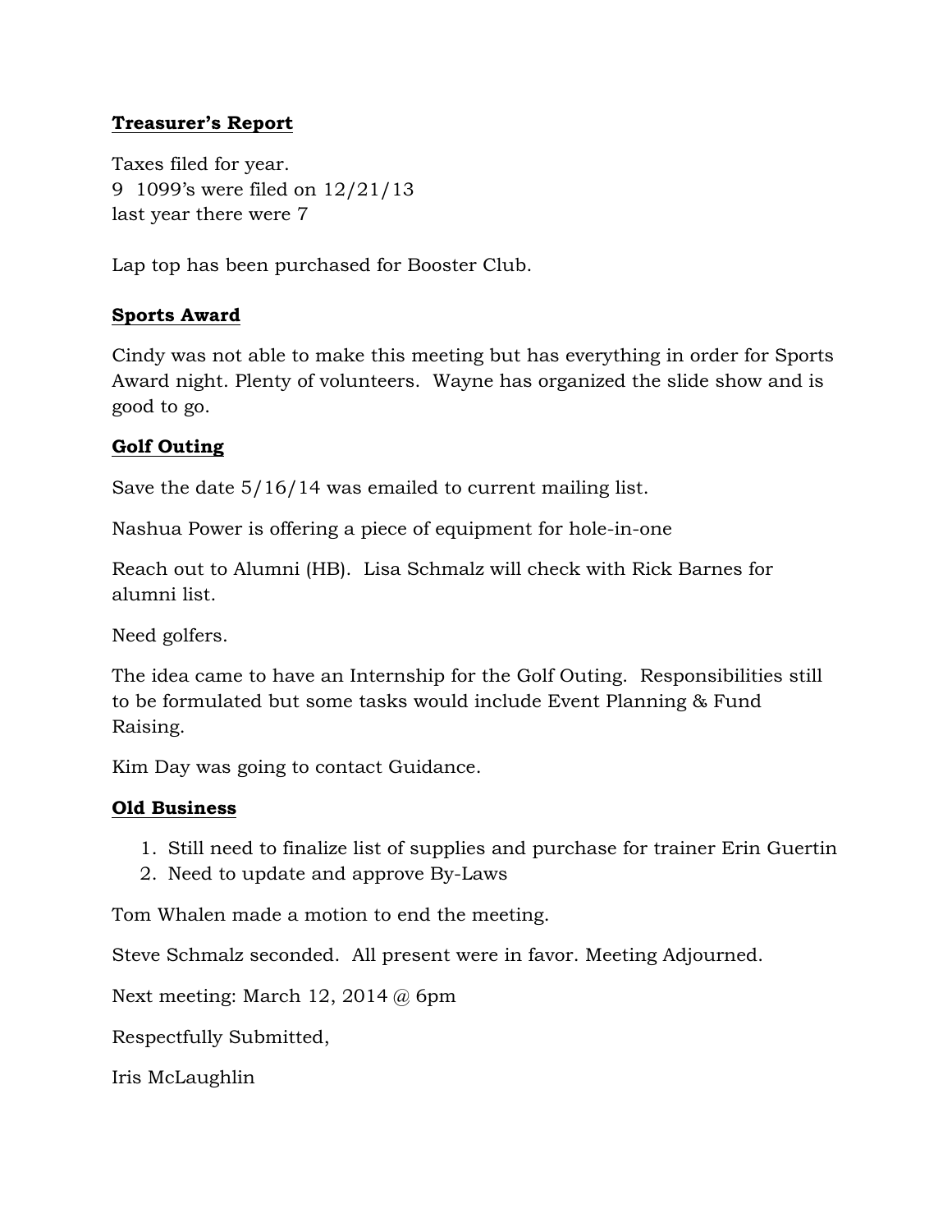**Treasurer's Report**

Taxes filed for year.
9 1099's were filed on 12/21/13
last year there were 7

Lap top has been purchased for Booster Club.

**Sports Award**

Cindy was not able to make this meeting but has everything in order for Sports Award night. Plenty of volunteers. Wayne has organized the slide show and is good to go.

**Golf Outing**

Save the date 5/16/14 was emailed to current mailing list.

Nashua Power is offering a piece of equipment for hole-in-one

Reach out to Alumni (HB). Lisa Schmalz will check with Rick Barnes for alumni list.

Need golfers.

The idea came to have an Internship for the Golf Outing. Responsibilities still to be formulated but some tasks would include Event Planning & Fund Raising.

Kim Day was going to contact Guidance.

**Old Business**

1. Still need to finalize list of supplies and purchase for trainer Erin Guertin
2. Need to update and approve By-Laws

Tom Whalen made a motion to end the meeting.

Steve Schmalz seconded. All present were in favor. Meeting Adjourned.

Next meeting: March 12, 2014 @ 6pm

Respectfully Submitted,

Iris McLaughlin